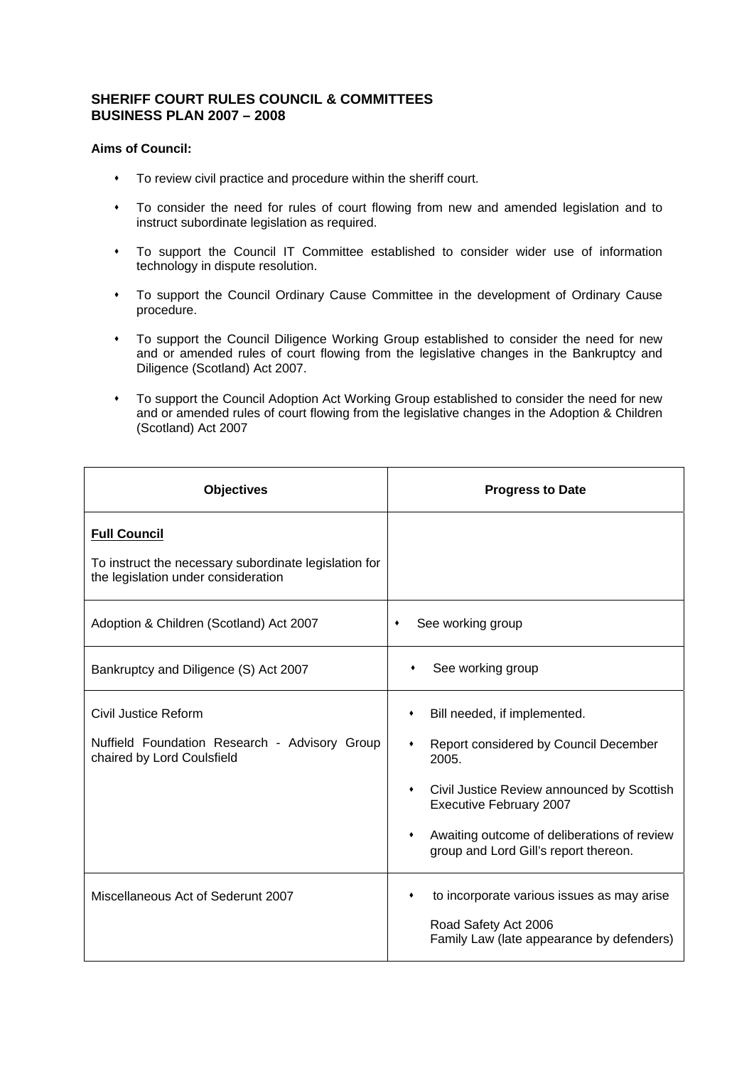**SHERIFF COURT RULES COUNCIL & COMMITTEES**
**BUSINESS PLAN 2007 – 2008**

**Aims of Council:**

- To review civil practice and procedure within the sheriff court.
- To consider the need for rules of court flowing from new and amended legislation and to instruct subordinate legislation as required.
- To support the Council IT Committee established to consider wider use of information technology in dispute resolution.
- To support the Council Ordinary Cause Committee in the development of Ordinary Cause procedure.
- To support the Council Diligence Working Group established to consider the need for new and or amended rules of court flowing from the legislative changes in the Bankruptcy and Diligence (Scotland) Act 2007.
- To support the Council Adoption Act Working Group established to consider the need for new and or amended rules of court flowing from the legislative changes in the Adoption & Children (Scotland) Act 2007

| Objectives | Progress to Date |
|---|---|
| **Full Council**<br><br>To instruct the necessary subordinate legislation for the legislation under consideration | |
| Adoption & Children (Scotland) Act 2007 | • See working group |
| Bankruptcy and Diligence (S) Act 2007 | • See working group |
| Civil Justice Reform<br><br>Nuffield Foundation Research - Advisory Group chaired by Lord Coulsfield | • Bill needed, if implemented.<br>• Report considered by Council December 2005.<br>• Civil Justice Review announced by Scottish Executive February 2007<br>• Awaiting outcome of deliberations of review group and Lord Gill's report thereon. |
| Miscellaneous Act of Sederunt 2007 | • to incorporate various issues as may arise<br><br>Road Safety Act 2006<br>Family Law (late appearance by defenders) |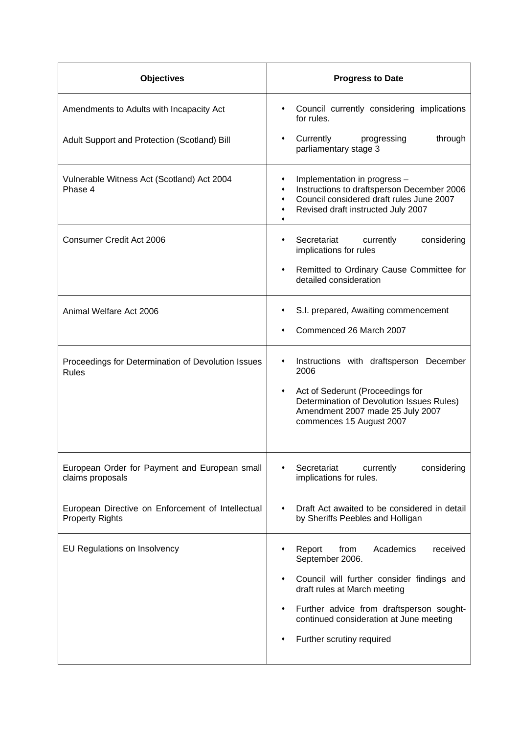| Objectives | Progress to Date |
|---|---|
| Amendments to Adults with Incapacity Act<br><br>Adult Support and Protection (Scotland) Bill | • Council currently considering implications for rules.<br><br>• Currently progressing through parliamentary stage 3 |
| Vulnerable Witness Act (Scotland) Act 2004 Phase 4 | • Implementation in progress –<br>• Instructions to draftsperson December 2006<br>• Council considered draft rules June 2007<br>• Revised draft instructed July 2007<br>• |
| Consumer Credit Act 2006 | • Secretariat currently considering implications for rules<br><br>• Remitted to Ordinary Cause Committee for detailed consideration |
| Animal Welfare Act 2006 | • S.I. prepared, Awaiting commencement<br><br>• Commenced 26 March 2007 |
| Proceedings for Determination of Devolution Issues Rules | • Instructions with draftsperson December 2006<br><br>• Act of Sederunt (Proceedings for Determination of Devolution Issues Rules) Amendment 2007 made 25 July 2007 commences 15 August 2007 |
| European Order for Payment and European small claims proposals | • Secretariat currently considering implications for rules. |
| European Directive on Enforcement of Intellectual Property Rights | • Draft Act awaited to be considered in detail by Sheriffs Peebles and Holligan |
| EU Regulations on Insolvency | • Report from Academics received September 2006.<br><br>• Council will further consider findings and draft rules at March meeting<br><br>• Further advice from draftsperson sought-continued consideration at June meeting<br><br>• Further scrutiny required |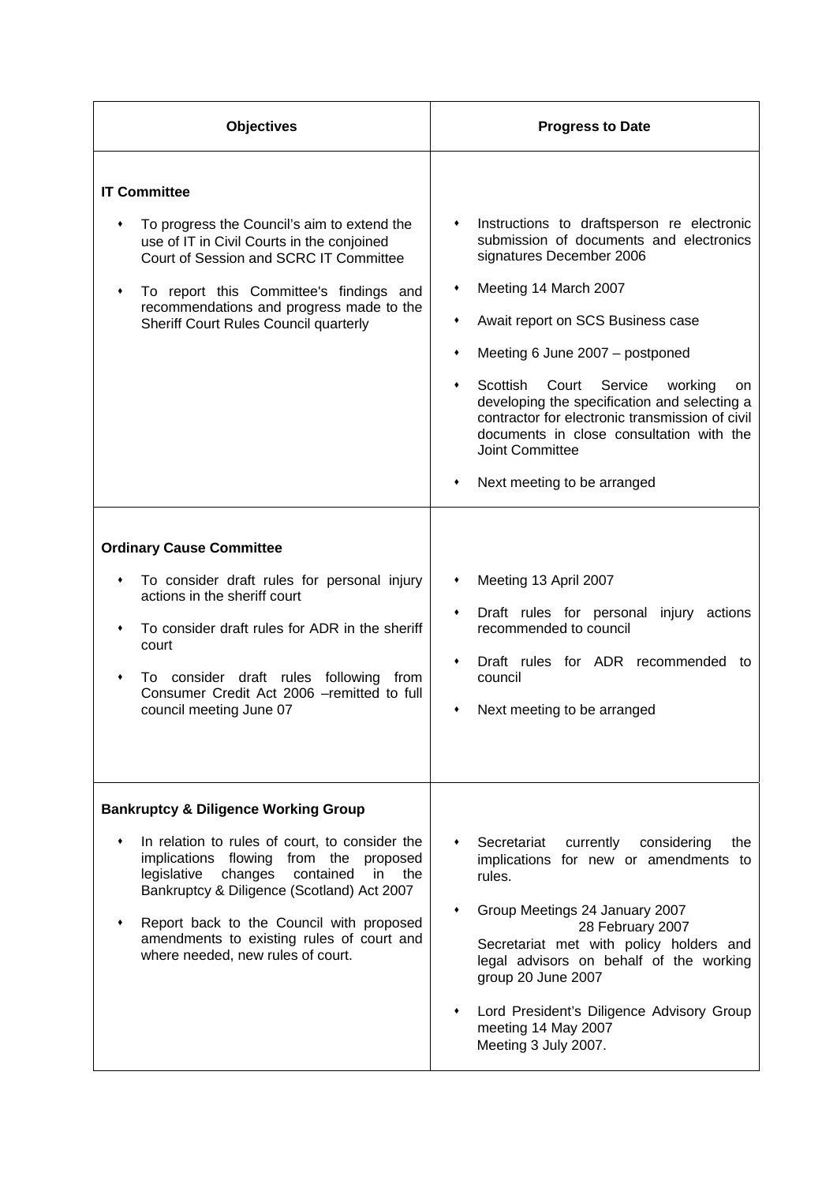| Objectives | Progress to Date |
| --- | --- |
| **IT Committee**<br><br>• To progress the Council's aim to extend the use of IT in Civil Courts in the conjoined Court of Session and SCRC IT Committee<br><br>• To report this Committee's findings and recommendations and progress made to the Sheriff Court Rules Council quarterly | • Instructions to draftsperson re electronic submission of documents and electronics signatures December 2006<br><br>• Meeting 14 March 2007<br><br>• Await report on SCS Business case<br><br>• Meeting 6 June 2007 – postponed<br><br>• Scottish Court Service working on developing the specification and selecting a contractor for electronic transmission of civil documents in close consultation with the Joint Committee<br><br>• Next meeting to be arranged |
| **Ordinary Cause Committee**<br><br>• To consider draft rules for personal injury actions in the sheriff court<br><br>• To consider draft rules for ADR in the sheriff court<br><br>• To consider draft rules following from Consumer Credit Act 2006 –remitted to full council meeting June 07 | • Meeting 13 April 2007<br><br>• Draft rules for personal injury actions recommended to council<br><br>• Draft rules for ADR recommended to council<br><br>• Next meeting to be arranged |
| **Bankruptcy & Diligence Working Group**<br><br>• In relation to rules of court, to consider the implications flowing from the proposed legislative changes contained in the Bankruptcy & Diligence (Scotland) Act 2007<br><br>• Report back to the Council with proposed amendments to existing rules of court and where needed, new rules of court. | • Secretariat currently considering the implications for new or amendments to rules.<br><br>• Group Meetings 24 January 2007<br>28 February 2007<br>Secretariat met with policy holders and legal advisors on behalf of the working group 20 June 2007<br><br>• Lord President's Diligence Advisory Group meeting 14 May 2007<br>Meeting 3 July 2007. |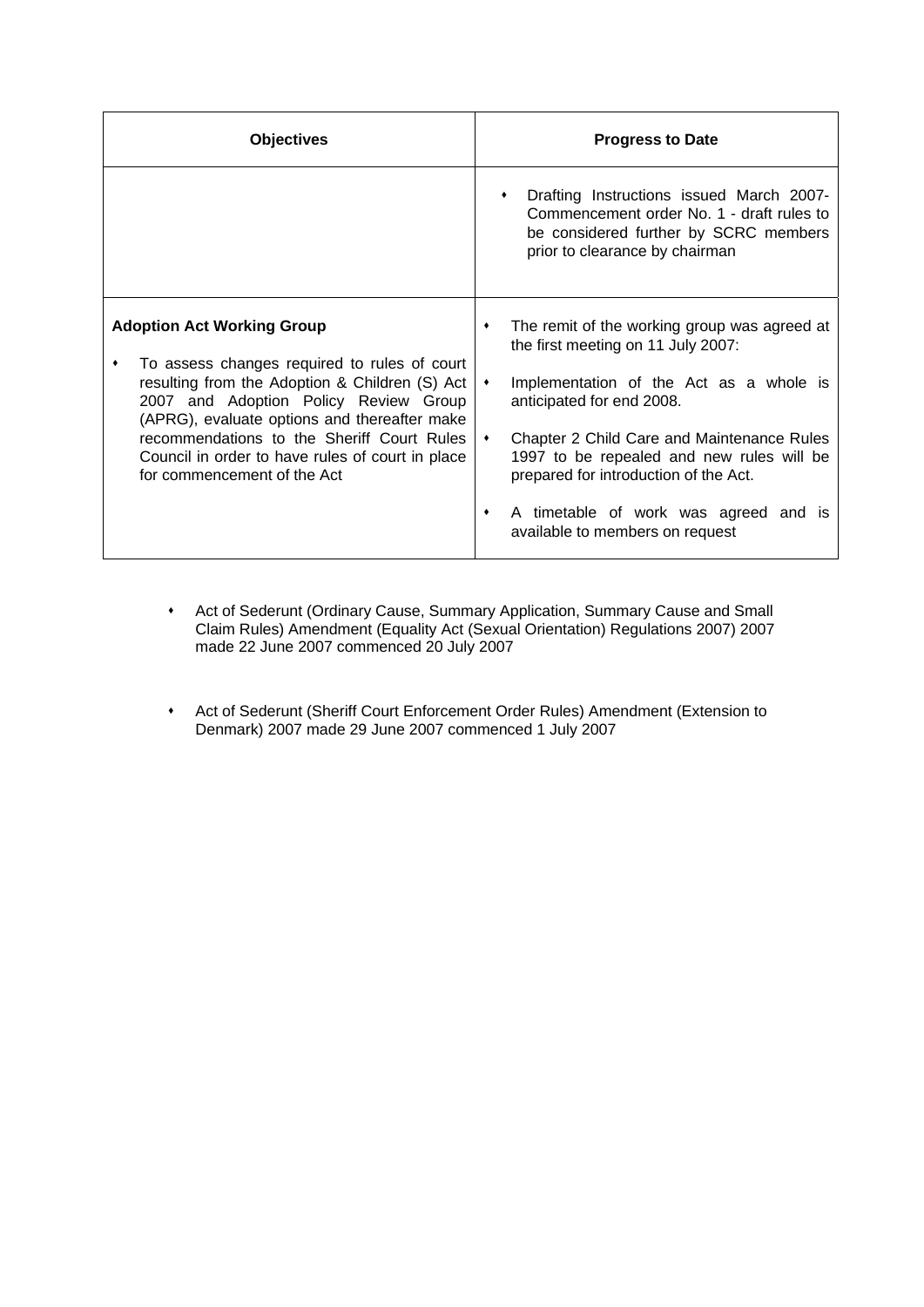| Objectives | Progress to Date |
|---|---|
| | • Drafting Instructions issued March 2007- Commencement order No. 1 - draft rules to be considered further by SCRC members prior to clearance by chairman |
| **Adoption Act Working Group**<br><br>• To assess changes required to rules of court resulting from the Adoption & Children (S) Act 2007 and Adoption Policy Review Group (APRG), evaluate options and thereafter make recommendations to the Sheriff Court Rules Council in order to have rules of court in place for commencement of the Act | • The remit of the working group was agreed at the first meeting on 11 July 2007:<br><br>• Implementation of the Act as a whole is anticipated for end 2008.<br><br>• Chapter 2 Child Care and Maintenance Rules 1997 to be repealed and new rules will be prepared for introduction of the Act.<br><br>• A timetable of work was agreed and is available to members on request |

- Act of Sederunt (Ordinary Cause, Summary Application, Summary Cause and Small Claim Rules) Amendment (Equality Act (Sexual Orientation) Regulations 2007) 2007 made 22 June 2007 commenced 20 July 2007

- Act of Sederunt (Sheriff Court Enforcement Order Rules) Amendment (Extension to Denmark) 2007 made 29 June 2007 commenced 1 July 2007